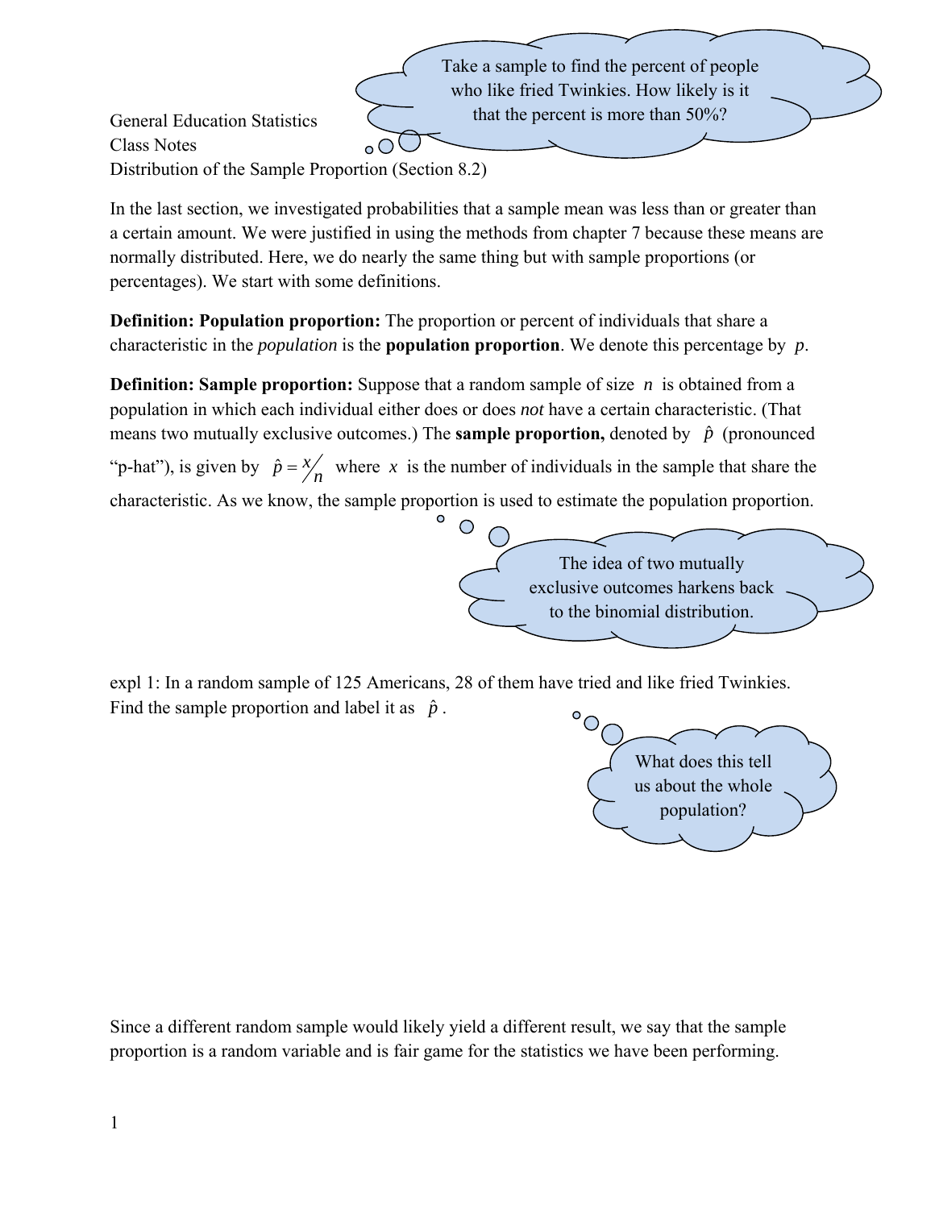Take a sample to find the percent of people who like fried Twinkies. How likely is it that the percent is more than 50%?

General Education Statistics
Class Notes
Distribution of the Sample Proportion (Section 8.2)

In the last section, we investigated probabilities that a sample mean was less than or greater than a certain amount. We were justified in using the methods from chapter 7 because these means are normally distributed. Here, we do nearly the same thing but with sample proportions (or percentages). We start with some definitions.

**Definition: Population proportion:** The proportion or percent of individuals that share a characteristic in the *population* is the **population proportion**. We denote this percentage by $p$.

**Definition: Sample proportion:** Suppose that a random sample of size $n$ is obtained from a population in which each individual either does or does *not* have a certain characteristic. (That means two mutually exclusive outcomes.) The **sample proportion,** denoted by $\hat{p}$ (pronounced "p-hat"), is given by $\hat{p} = x/n$ where $x$ is the number of individuals in the sample that share the characteristic. As we know, the sample proportion is used to estimate the population proportion.

The idea of two mutually exclusive outcomes harkens back to the binomial distribution.

expl 1: In a random sample of 125 Americans, 28 of them have tried and like fried Twinkies. Find the sample proportion and label it as $\hat{p}$.

What does this tell us about the whole population?

Since a different random sample would likely yield a different result, we say that the sample proportion is a random variable and is fair game for the statistics we have been performing.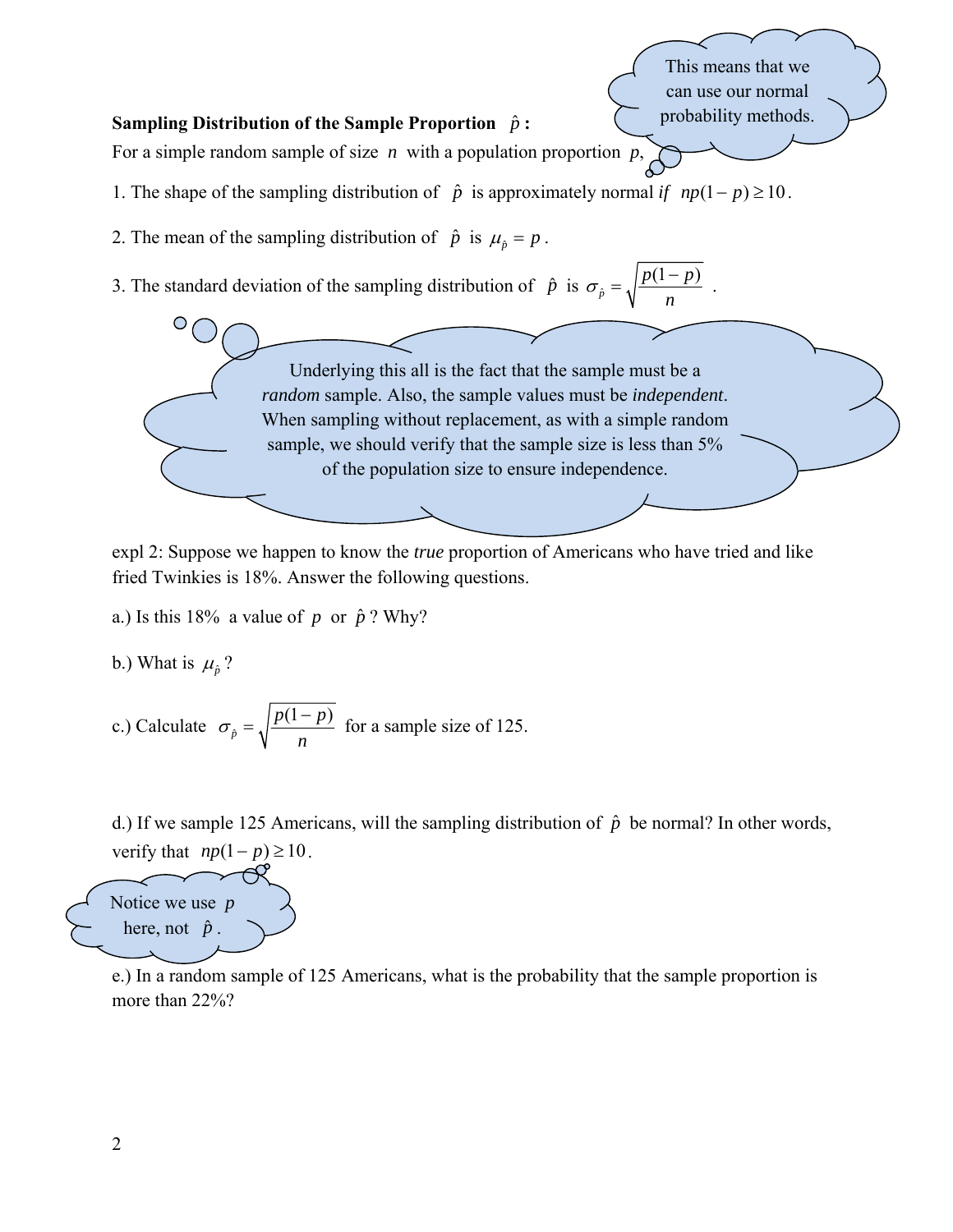This means that we can use our normal probability methods.

**Sampling Distribution of the Sample Proportion $\hat{p}$:**

For a simple random sample of size $n$ with a population proportion $p$,

1. The shape of the sampling distribution of $\hat{p}$ is approximately normal *if* $np(1-p) \geq 10$.

2. The mean of the sampling distribution of $\hat{p}$ is $\mu_{\hat{p}} = p$.

3. The standard deviation of the sampling distribution of $\hat{p}$ is $\sigma_{\hat{p}} = \sqrt{\dfrac{p(1-p)}{n}}$.

Underlying this all is the fact that the sample must be a *random* sample. Also, the sample values must be *independent*. When sampling without replacement, as with a simple random sample, we should verify that the sample size is less than 5% of the population size to ensure independence.

expl 2: Suppose we happen to know the *true* proportion of Americans who have tried and like fried Twinkies is 18%. Answer the following questions.

a.) Is this 18% a value of $p$ or $\hat{p}$? Why?

b.) What is $\mu_{\hat{p}}$?

c.) Calculate $\sigma_{\hat{p}} = \sqrt{\dfrac{p(1-p)}{n}}$ for a sample size of 125.

d.) If we sample 125 Americans, will the sampling distribution of $\hat{p}$ be normal? In other words, verify that $np(1-p) \geq 10$.

Notice we use $p$ here, not $\hat{p}$.

e.) In a random sample of 125 Americans, what is the probability that the sample proportion is more than 22%?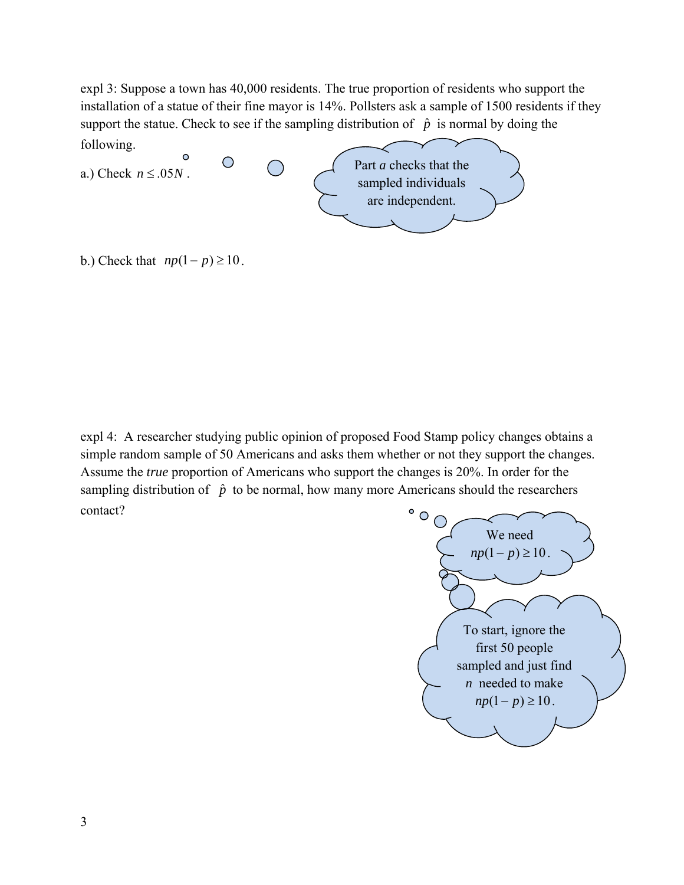expl 3: Suppose a town has 40,000 residents. The true proportion of residents who support the installation of a statue of their fine mayor is 14%. Pollsters ask a sample of 1500 residents if they support the statue. Check to see if the sampling distribution of $\hat{p}$ is normal by doing the following.

a.) Check $n \leq .05N$.

Part *a* checks that the sampled individuals are independent.

b.) Check that $np(1-p) \geq 10$.

expl 4: A researcher studying public opinion of proposed Food Stamp policy changes obtains a simple random sample of 50 Americans and asks them whether or not they support the changes. Assume the *true* proportion of Americans who support the changes is 20%. In order for the sampling distribution of $\hat{p}$ to be normal, how many more Americans should the researchers contact?

We need $np(1-p) \geq 10$.

To start, ignore the first 50 people sampled and just find $n$ needed to make $np(1-p) \geq 10$.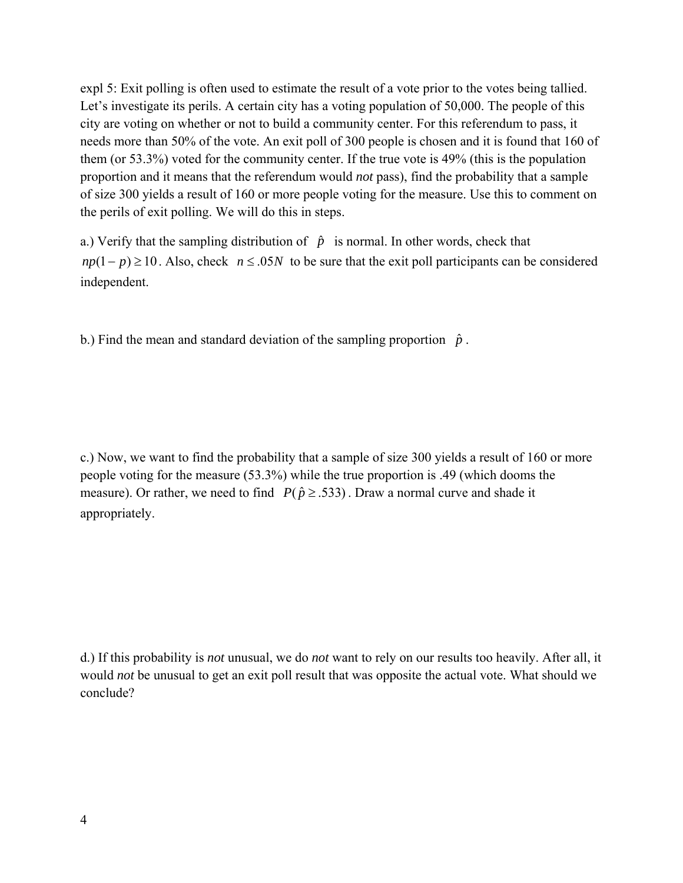expl 5: Exit polling is often used to estimate the result of a vote prior to the votes being tallied. Let's investigate its perils. A certain city has a voting population of 50,000. The people of this city are voting on whether or not to build a community center. For this referendum to pass, it needs more than 50% of the vote. An exit poll of 300 people is chosen and it is found that 160 of them (or 53.3%) voted for the community center. If the true vote is 49% (this is the population proportion and it means that the referendum would *not* pass), find the probability that a sample of size 300 yields a result of 160 or more people voting for the measure. Use this to comment on the perils of exit polling. We will do this in steps.

a.) Verify that the sampling distribution of $\hat{p}$ is normal. In other words, check that $np(1-p) \geq 10$. Also, check $n \leq .05N$ to be sure that the exit poll participants can be considered independent.

b.) Find the mean and standard deviation of the sampling proportion $\hat{p}$.

c.) Now, we want to find the probability that a sample of size 300 yields a result of 160 or more people voting for the measure (53.3%) while the true proportion is .49 (which dooms the measure). Or rather, we need to find $P(\hat{p} \geq .533)$. Draw a normal curve and shade it appropriately.

d.) If this probability is *not* unusual, we do *not* want to rely on our results too heavily. After all, it would *not* be unusual to get an exit poll result that was opposite the actual vote. What should we conclude?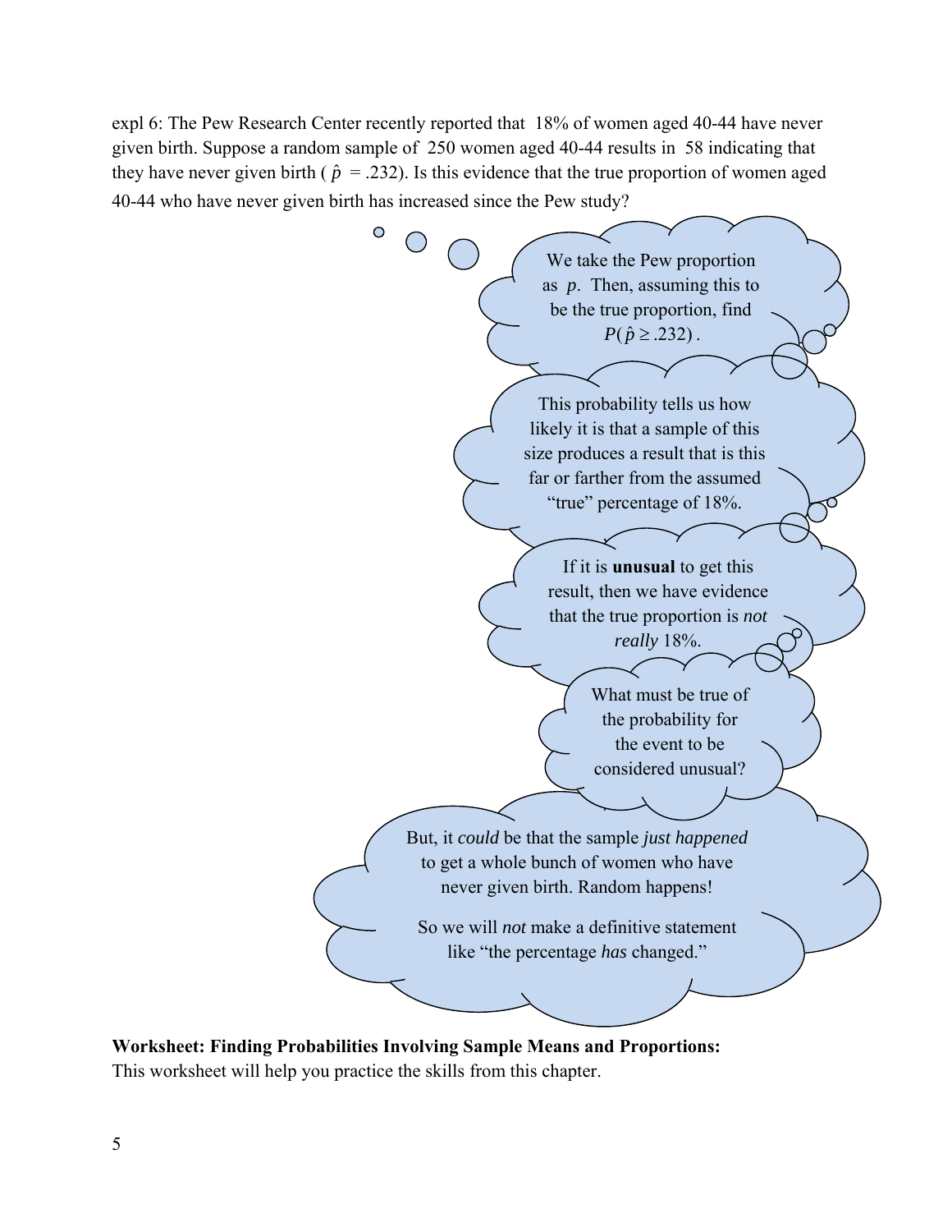expl 6: The Pew Research Center recently reported that 18% of women aged 40-44 have never given birth. Suppose a random sample of 250 women aged 40-44 results in 58 indicating that they have never given birth ( $\hat{p}$ = .232). Is this evidence that the true proportion of women aged 40-44 who have never given birth has increased since the Pew study?

We take the Pew proportion as $p$. Then, assuming this to be the true proportion, find $P(\hat{p} \geq .232)$.

This probability tells us how likely it is that a sample of this size produces a result that is this far or farther from the assumed "true" percentage of 18%.

If it is **unusual** to get this result, then we have evidence that the true proportion is *not really* 18%.

What must be true of the probability for the event to be considered unusual?

But, it *could* be that the sample *just happened* to get a whole bunch of women who have never given birth. Random happens!

So we will *not* make a definitive statement like "the percentage *has* changed."

**Worksheet: Finding Probabilities Involving Sample Means and Proportions:**
This worksheet will help you practice the skills from this chapter.